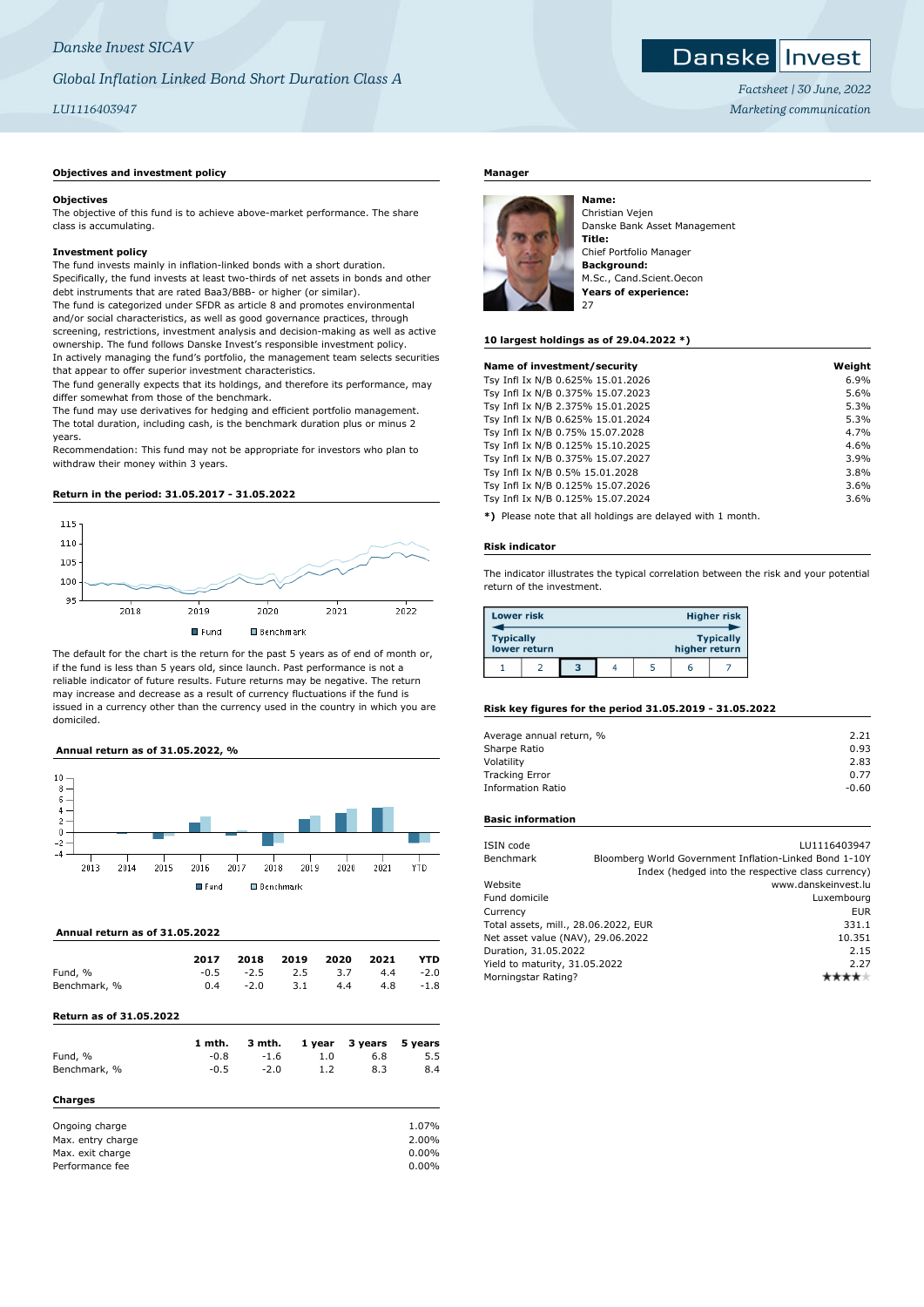*Danske Invest SICAV*

*Global Inflation Linked Bond Short Duration Class A*

*LU1116403947*

Danske Invest

*Factsheet | 30 June, 2022*

*Marketing communication*

## Objectives and investment policy

**Objectives**

The objective of this fund is to achieve above-market performance. The share class is accumulating.

**Investment policy**

The fund invests mainly in inflation-linked bonds with a short duration. Specifically, the fund invests at least two-thirds of net assets in bonds and other debt instruments that are rated Baa3/BBB- or higher (or similar).

The fund is categorized under SFDR as article 8 and promotes environmental and/or social characteristics, as well as good governance practices, through screening, restrictions, investment analysis and decision-making as well as active ownership. The fund follows Danske Invest's responsible investment policy.

In actively managing the fund's portfolio, the management team selects securities that appear to offer superior investment characteristics.

The fund generally expects that its holdings, and therefore its performance, may differ somewhat from those of the benchmark.

The fund may use derivatives for hedging and efficient portfolio management.

The total duration, including cash, is the benchmark duration plus or minus 2 years.

Recommendation: This fund may not be appropriate for investors who plan to withdraw their money within 3 years.

## Return in the period: 31.05.2017 - 31.05.2022

115
110
105
100
95
2018 2019 2020 2021 2022
Fund Benchmark

The default for the chart is the return for the past 5 years as of end of month or, if the fund is less than 5 years old, since launch. Past performance is not a reliable indicator of future results. Future returns may be negative. The return may increase and decrease as a result of currency fluctuations if the fund is issued in a currency other than the currency used in the country in which you are domiciled.

## Annual return as of 31.05.2022, %

10
8
6
4
2
0
-2
-4
2013 2014 2015 2016 2017 2018 2019 2020 2021 YTD
Fund Benchmark

## Annual return as of 31.05.2022

| | 2017 | 2018 | 2019 | 2020 | 2021 | YTD |
|---|---|---|---|---|---|---|
| Fund, % | -0.5 | -2.5 | 2.5 | 3.7 | 4.4 | -2.0 |
| Benchmark, % | 0.4 | -2.0 | 3.1 | 4.4 | 4.8 | -1.8 |

## Return as of 31.05.2022

| | 1 mth. | 3 mth. | 1 year | 3 years | 5 years |
|---|---|---|---|---|---|
| Fund, % | -0.8 | -1.6 | 1.0 | 6.8 | 5.5 |
| Benchmark, % | -0.5 | -2.0 | 1.2 | 8.3 | 8.4 |

## Charges

| | |
|---|---|
| Ongoing charge | 1.07% |
| Max. entry charge | 2.00% |
| Max. exit charge | 0.00% |
| Performance fee | 0.00% |

## Manager

**Name:**
Christian Vejen
Danske Bank Asset Management
**Title:**
Chief Portfolio Manager
**Background:**
M.Sc., Cand.Scient.Oecon
**Years of experience:**
27

## 10 largest holdings as of 29.04.2022 *)

| Name of investment/security | Weight |
|---|---|
| Tsy Infl Ix N/B 0.625% 15.01.2026 | 6.9% |
| Tsy Infl Ix N/B 0.375% 15.07.2023 | 5.6% |
| Tsy Infl Ix N/B 2.375% 15.01.2025 | 5.3% |
| Tsy Infl Ix N/B 0.625% 15.01.2024 | 5.3% |
| Tsy Infl Ix N/B 0.75% 15.07.2028 | 4.7% |
| Tsy Infl Ix N/B 0.125% 15.10.2025 | 4.6% |
| Tsy Infl Ix N/B 0.375% 15.07.2027 | 3.9% |
| Tsy Infl Ix N/B 0.5% 15.01.2028 | 3.8% |
| Tsy Infl Ix N/B 0.125% 15.07.2026 | 3.6% |
| Tsy Infl Ix N/B 0.125% 15.07.2024 | 3.6% |

**\*)** Please note that all holdings are delayed with 1 month.

## Risk indicator

The indicator illustrates the typical correlation between the risk and your potential return of the investment.

| Lower risk | | | | | | Higher risk |
|---|---|---|---|---|---|---|
| Typically lower return | | | | | | Typically higher return |
| 1 | 2 | **3** | 4 | 5 | 6 | 7 |

## Risk key figures for the period 31.05.2019 - 31.05.2022

| | |
|---|---|
| Average annual return, % | 2.21 |
| Sharpe Ratio | 0.93 |
| Volatility | 2.83 |
| Tracking Error | 0.77 |
| Information Ratio | -0.60 |

## Basic information

| | |
|---|---|
| ISIN code | LU1116403947 |
| Benchmark | Bloomberg World Government Inflation-Linked Bond 1-10Y Index (hedged into the respective class currency) |
| Website | www.danskeinvest.lu |
| Fund domicile | Luxembourg |
| Currency | EUR |
| Total assets, mill., 28.06.2022, EUR | 331.1 |
| Net asset value (NAV), 29.06.2022 | 10.351 |
| Duration, 31.05.2022 | 2.15 |
| Yield to maturity, 31.05.2022 | 2.27 |
| Morningstar Rating? | ★★★★☆ |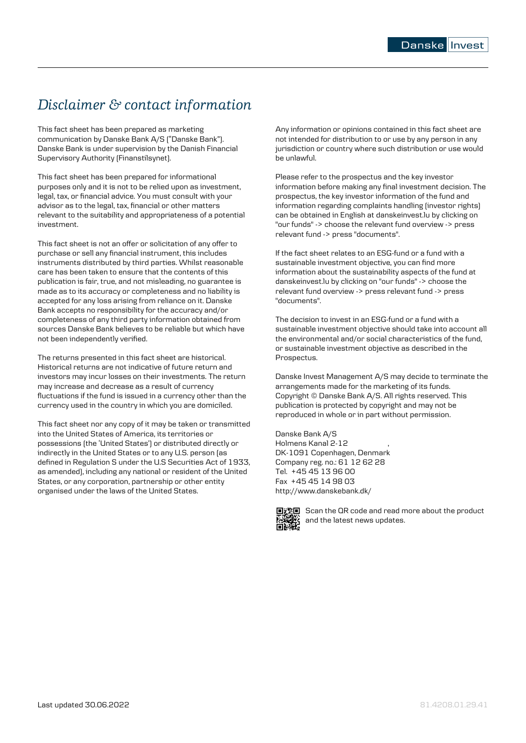# *Disclaimer & contact information*

This fact sheet has been prepared as marketing communication by Danske Bank A/S ("Danske Bank"). Danske Bank is under supervision by the Danish Financial Supervisory Authority (Finanstilsynet).

This fact sheet has been prepared for informational purposes only and it is not to be relied upon as investment, legal, tax, or financial advice. You must consult with your advisor as to the legal, tax, financial or other matters relevant to the suitability and appropriateness of a potential investment.

This fact sheet is not an offer or solicitation of any offer to purchase or sell any financial instrument, this includes instruments distributed by third parties. Whilst reasonable care has been taken to ensure that the contents of this publication is fair, true, and not misleading, no guarantee is made as to its accuracy or completeness and no liability is accepted for any loss arising from reliance on it. Danske Bank accepts no responsibility for the accuracy and/or completeness of any third party information obtained from sources Danske Bank believes to be reliable but which have not been independently verified.

The returns presented in this fact sheet are historical. Historical returns are not indicative of future return and investors may incur losses on their investments. The return may increase and decrease as a result of currency fluctuations if the fund is issued in a currency other than the currency used in the country in which you are domiciled.

This fact sheet nor any copy of it may be taken or transmitted into the United States of America, its territories or possessions (the 'United States') or distributed directly or indirectly in the United States or to any U.S. person (as defined in Regulation S under the U.S Securities Act of 1933, as amended), including any national or resident of the United States, or any corporation, partnership or other entity organised under the laws of the United States.

Any information or opinions contained in this fact sheet are not intended for distribution to or use by any person in any jurisdiction or country where such distribution or use would be unlawful.

Please refer to the prospectus and the key investor information before making any final investment decision. The prospectus, the key investor information of the fund and information regarding complaints handling (investor rights) can be obtained in English at danskeinvest.lu by clicking on "our funds" -> choose the relevant fund overview -> press relevant fund -> press "documents".

If the fact sheet relates to an ESG-fund or a fund with a sustainable investment objective, you can find more information about the sustainability aspects of the fund at danskeinvest.lu by clicking on "our funds" -> choose the relevant fund overview -> press relevant fund -> press "documents".

The decision to invest in an ESG-fund or a fund with a sustainable investment objective should take into account all the environmental and/or social characteristics of the fund, or sustainable investment objective as described in the Prospectus.

Danske Invest Management A/S may decide to terminate the arrangements made for the marketing of its funds. Copyright © Danske Bank A/S. All rights reserved. This publication is protected by copyright and may not be reproduced in whole or in part without permission.

Danske Bank A/S
Holmens Kanal 2-12 ,
DK-1091 Copenhagen, Denmark
Company reg. no.: 61 12 62 28
Tel. +45 45 13 96 00
Fax +45 45 14 98 03
http://www.danskebank.dk/

Scan the QR code and read more about the product and the latest news updates.

Last updated 30.06.2022

81.4208.01.29.41